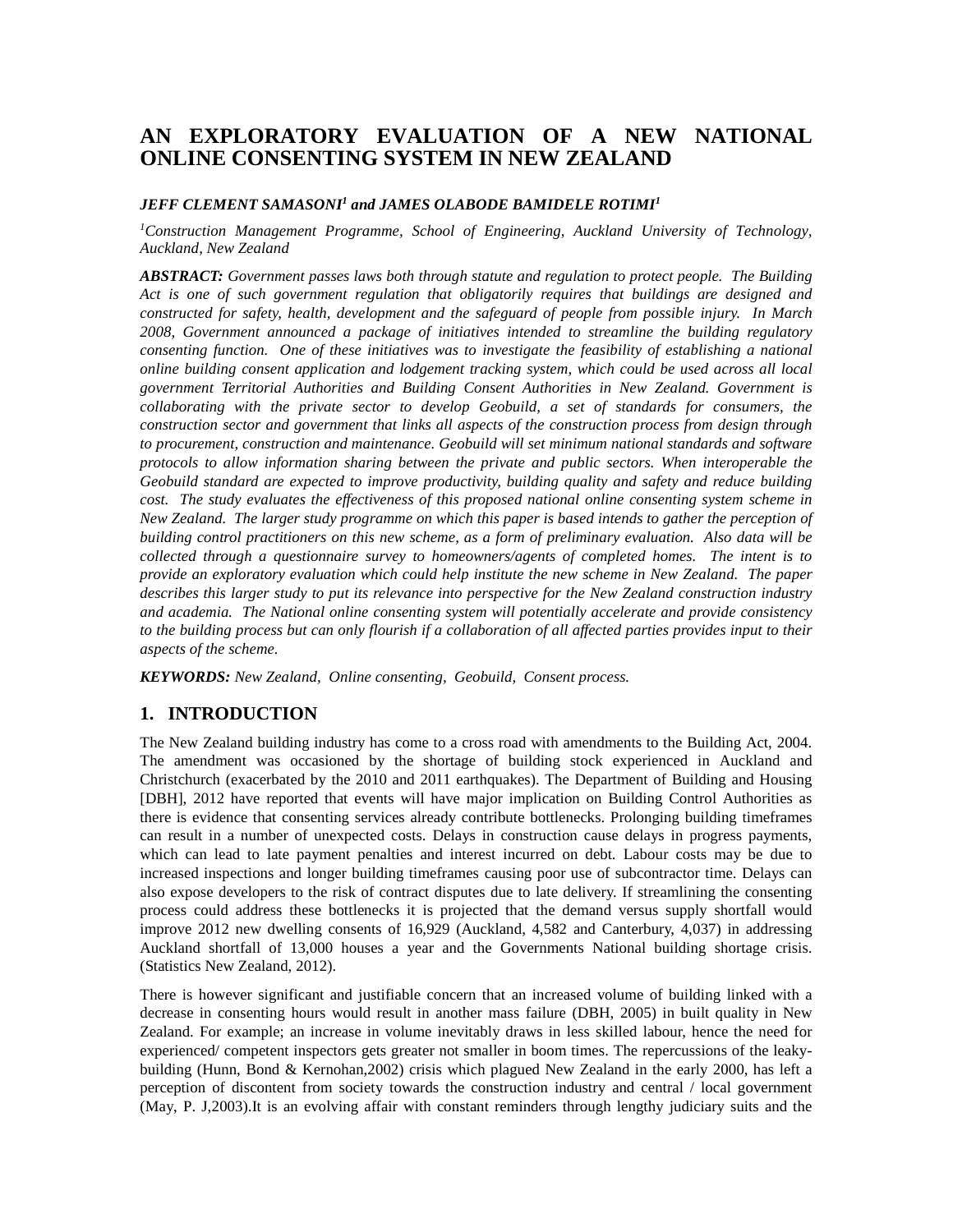# AN EXPLORATORY EVALUATION OF A NEW NATIONAL ONLINE CONSENTING SYSTEM IN NEW ZEALAND

***JEFF CLEMENT SAMASONI[1] and JAMES OLABODE BAMIDELE ROTIMI[1]***

*[1]Construction Management Programme, School of Engineering, Auckland University of Technology, Auckland, New Zealand*

***ABSTRACT:*** *Government passes laws both through statute and regulation to protect people. The Building Act is one of such government regulation that obligatorily requires that buildings are designed and constructed for safety, health, development and the safeguard of people from possible injury. In March 2008, Government announced a package of initiatives intended to streamline the building regulatory consenting function. One of these initiatives was to investigate the feasibility of establishing a national online building consent application and lodgement tracking system, which could be used across all local government Territorial Authorities and Building Consent Authorities in New Zealand. Government is collaborating with the private sector to develop Geobuild, a set of standards for consumers, the construction sector and government that links all aspects of the construction process from design through to procurement, construction and maintenance. Geobuild will set minimum national standards and software protocols to allow information sharing between the private and public sectors. When interoperable the Geobuild standard are expected to improve productivity, building quality and safety and reduce building cost. The study evaluates the effectiveness of this proposed national online consenting system scheme in New Zealand. The larger study programme on which this paper is based intends to gather the perception of building control practitioners on this new scheme, as a form of preliminary evaluation. Also data will be collected through a questionnaire survey to homeowners/agents of completed homes. The intent is to provide an exploratory evaluation which could help institute the new scheme in New Zealand. The paper describes this larger study to put its relevance into perspective for the New Zealand construction industry and academia. The National online consenting system will potentially accelerate and provide consistency to the building process but can only flourish if a collaboration of all affected parties provides input to their aspects of the scheme.*

***KEYWORDS:*** *New Zealand, Online consenting, Geobuild, Consent process.*

## 1. INTRODUCTION

The New Zealand building industry has come to a cross road with amendments to the Building Act, 2004. The amendment was occasioned by the shortage of building stock experienced in Auckland and Christchurch (exacerbated by the 2010 and 2011 earthquakes). The Department of Building and Housing [DBH], 2012 have reported that events will have major implication on Building Control Authorities as there is evidence that consenting services already contribute bottlenecks. Prolonging building timeframes can result in a number of unexpected costs. Delays in construction cause delays in progress payments, which can lead to late payment penalties and interest incurred on debt. Labour costs may be due to increased inspections and longer building timeframes causing poor use of subcontractor time. Delays can also expose developers to the risk of contract disputes due to late delivery. If streamlining the consenting process could address these bottlenecks it is projected that the demand versus supply shortfall would improve 2012 new dwelling consents of 16,929 (Auckland, 4,582 and Canterbury, 4,037) in addressing Auckland shortfall of 13,000 houses a year and the Governments National building shortage crisis. (Statistics New Zealand, 2012).

There is however significant and justifiable concern that an increased volume of building linked with a decrease in consenting hours would result in another mass failure (DBH, 2005) in built quality in New Zealand. For example; an increase in volume inevitably draws in less skilled labour, hence the need for experienced/ competent inspectors gets greater not smaller in boom times. The repercussions of the leaky-building (Hunn, Bond & Kernohan,2002) crisis which plagued New Zealand in the early 2000, has left a perception of discontent from society towards the construction industry and central / local government (May, P. J,2003).It is an evolving affair with constant reminders through lengthy judiciary suits and the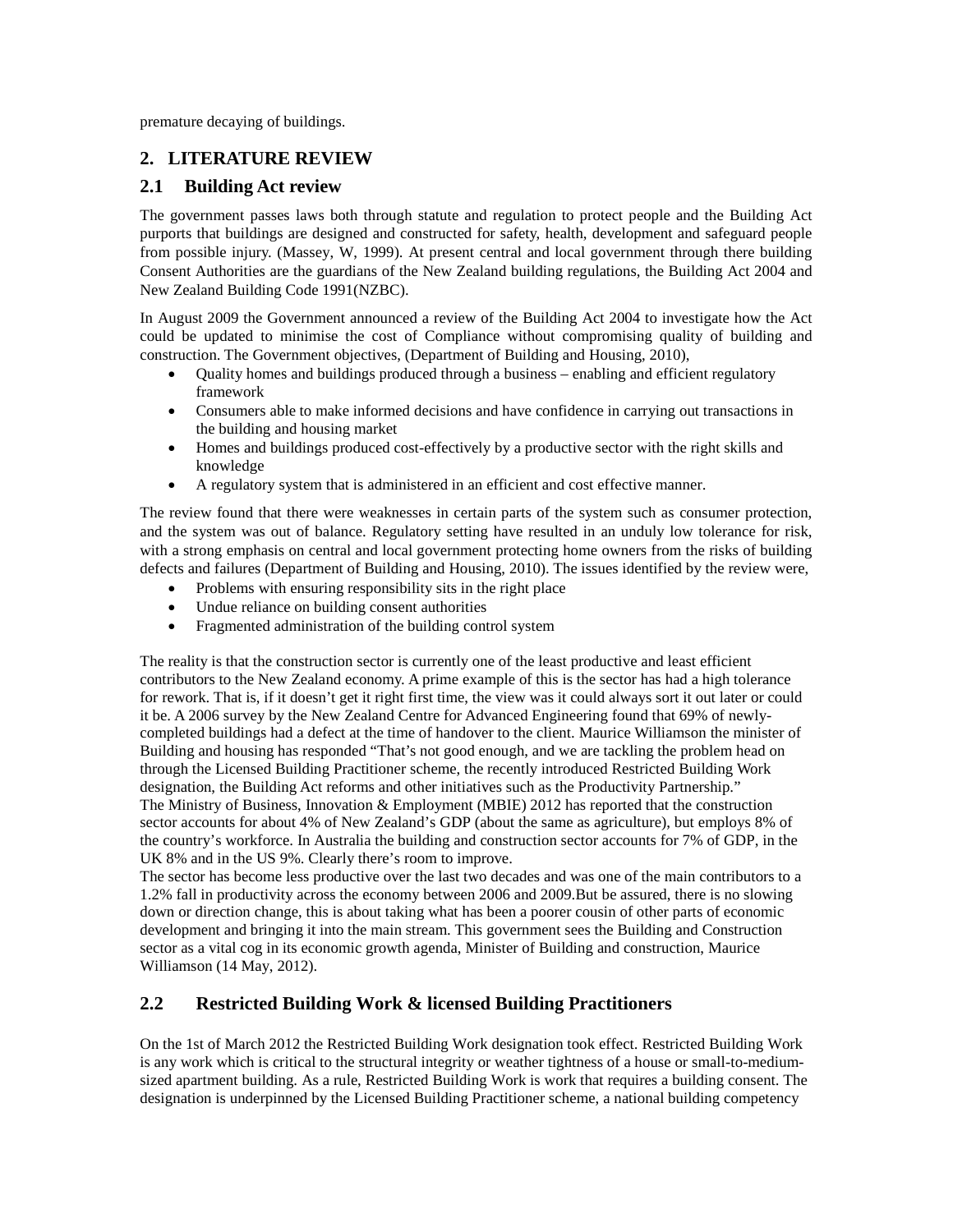premature decaying of buildings.

## 2. LITERATURE REVIEW

### 2.1 Building Act review

The government passes laws both through statute and regulation to protect people and the Building Act purports that buildings are designed and constructed for safety, health, development and safeguard people from possible injury. (Massey, W, 1999). At present central and local government through there building Consent Authorities are the guardians of the New Zealand building regulations, the Building Act 2004 and New Zealand Building Code 1991(NZBC).

In August 2009 the Government announced a review of the Building Act 2004 to investigate how the Act could be updated to minimise the cost of Compliance without compromising quality of building and construction. The Government objectives, (Department of Building and Housing, 2010),

- Quality homes and buildings produced through a business – enabling and efficient regulatory framework
- Consumers able to make informed decisions and have confidence in carrying out transactions in the building and housing market
- Homes and buildings produced cost-effectively by a productive sector with the right skills and knowledge
- A regulatory system that is administered in an efficient and cost effective manner.

The review found that there were weaknesses in certain parts of the system such as consumer protection, and the system was out of balance. Regulatory setting have resulted in an unduly low tolerance for risk, with a strong emphasis on central and local government protecting home owners from the risks of building defects and failures (Department of Building and Housing, 2010). The issues identified by the review were,

- Problems with ensuring responsibility sits in the right place
- Undue reliance on building consent authorities
- Fragmented administration of the building control system

The reality is that the construction sector is currently one of the least productive and least efficient contributors to the New Zealand economy. A prime example of this is the sector has had a high tolerance for rework. That is, if it doesn't get it right first time, the view was it could always sort it out later or could it be. A 2006 survey by the New Zealand Centre for Advanced Engineering found that 69% of newly-completed buildings had a defect at the time of handover to the client. Maurice Williamson the minister of Building and housing has responded "That's not good enough, and we are tackling the problem head on through the Licensed Building Practitioner scheme, the recently introduced Restricted Building Work designation, the Building Act reforms and other initiatives such as the Productivity Partnership."
The Ministry of Business, Innovation & Employment (MBIE) 2012 has reported that the construction sector accounts for about 4% of New Zealand's GDP (about the same as agriculture), but employs 8% of the country's workforce. In Australia the building and construction sector accounts for 7% of GDP, in the UK 8% and in the US 9%. Clearly there's room to improve.
The sector has become less productive over the last two decades and was one of the main contributors to a 1.2% fall in productivity across the economy between 2006 and 2009.But be assured, there is no slowing down or direction change, this is about taking what has been a poorer cousin of other parts of economic development and bringing it into the main stream. This government sees the Building and Construction sector as a vital cog in its economic growth agenda, Minister of Building and construction, Maurice Williamson (14 May, 2012).

### 2.2 Restricted Building Work & licensed Building Practitioners

On the 1st of March 2012 the Restricted Building Work designation took effect. Restricted Building Work is any work which is critical to the structural integrity or weather tightness of a house or small-to-medium-sized apartment building. As a rule, Restricted Building Work is work that requires a building consent. The designation is underpinned by the Licensed Building Practitioner scheme, a national building competency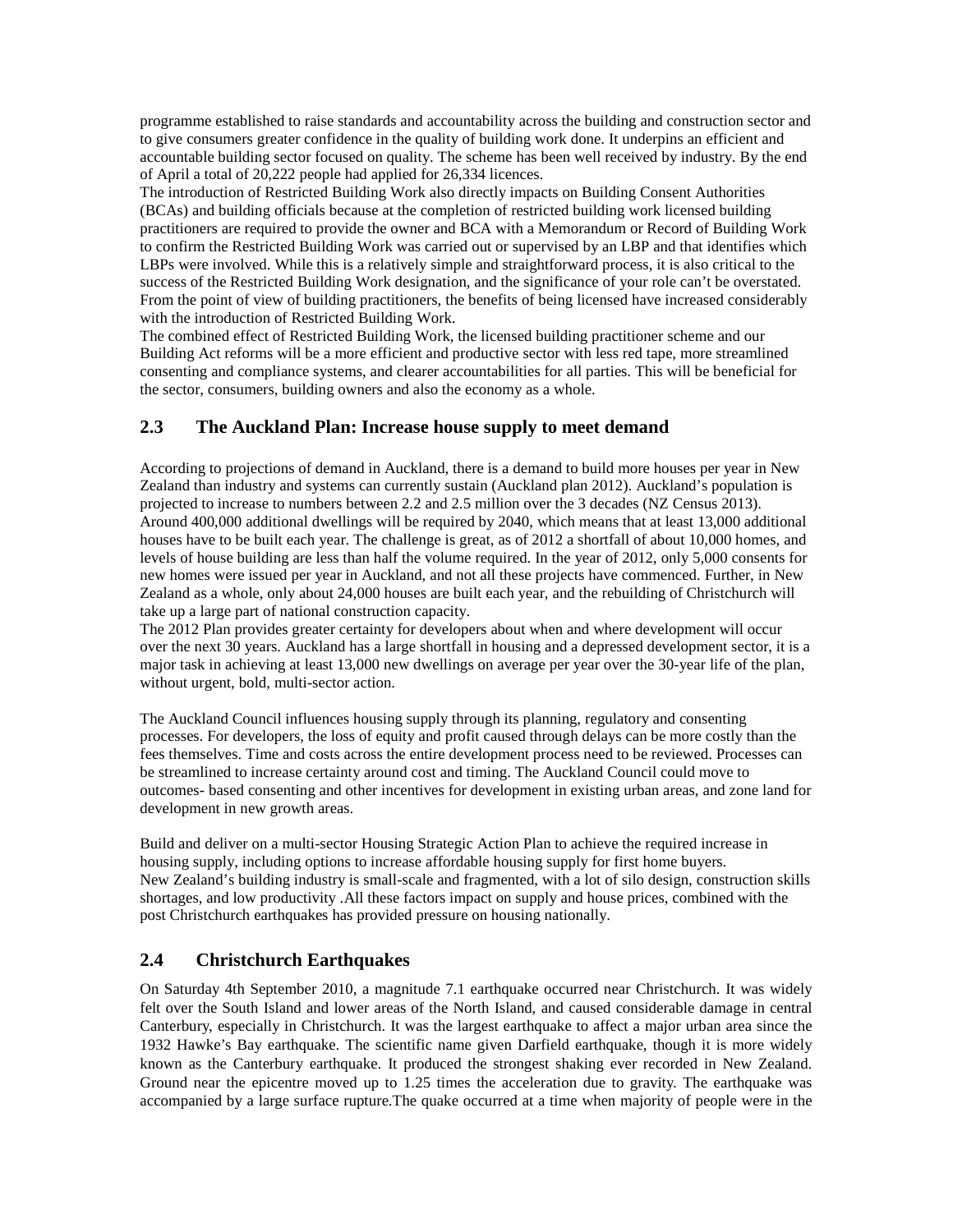programme established to raise standards and accountability across the building and construction sector and to give consumers greater confidence in the quality of building work done. It underpins an efficient and accountable building sector focused on quality. The scheme has been well received by industry. By the end of April a total of 20,222 people had applied for 26,334 licences.

The introduction of Restricted Building Work also directly impacts on Building Consent Authorities (BCAs) and building officials because at the completion of restricted building work licensed building practitioners are required to provide the owner and BCA with a Memorandum or Record of Building Work to confirm the Restricted Building Work was carried out or supervised by an LBP and that identifies which LBPs were involved. While this is a relatively simple and straightforward process, it is also critical to the success of the Restricted Building Work designation, and the significance of your role can't be overstated. From the point of view of building practitioners, the benefits of being licensed have increased considerably with the introduction of Restricted Building Work.

The combined effect of Restricted Building Work, the licensed building practitioner scheme and our Building Act reforms will be a more efficient and productive sector with less red tape, more streamlined consenting and compliance systems, and clearer accountabilities for all parties. This will be beneficial for the sector, consumers, building owners and also the economy as a whole.

## 2.3 The Auckland Plan: Increase house supply to meet demand

According to projections of demand in Auckland, there is a demand to build more houses per year in New Zealand than industry and systems can currently sustain (Auckland plan 2012). Auckland's population is projected to increase to numbers between 2.2 and 2.5 million over the 3 decades (NZ Census 2013). Around 400,000 additional dwellings will be required by 2040, which means that at least 13,000 additional houses have to be built each year. The challenge is great, as of 2012 a shortfall of about 10,000 homes, and levels of house building are less than half the volume required. In the year of 2012, only 5,000 consents for new homes were issued per year in Auckland, and not all these projects have commenced. Further, in New Zealand as a whole, only about 24,000 houses are built each year, and the rebuilding of Christchurch will take up a large part of national construction capacity.

The 2012 Plan provides greater certainty for developers about when and where development will occur over the next 30 years. Auckland has a large shortfall in housing and a depressed development sector, it is a major task in achieving at least 13,000 new dwellings on average per year over the 30-year life of the plan, without urgent, bold, multi-sector action.

The Auckland Council influences housing supply through its planning, regulatory and consenting processes. For developers, the loss of equity and profit caused through delays can be more costly than the fees themselves. Time and costs across the entire development process need to be reviewed. Processes can be streamlined to increase certainty around cost and timing. The Auckland Council could move to outcomes- based consenting and other incentives for development in existing urban areas, and zone land for development in new growth areas.

Build and deliver on a multi-sector Housing Strategic Action Plan to achieve the required increase in housing supply, including options to increase affordable housing supply for first home buyers.

New Zealand's building industry is small-scale and fragmented, with a lot of silo design, construction skills shortages, and low productivity .All these factors impact on supply and house prices, combined with the post Christchurch earthquakes has provided pressure on housing nationally.

## 2.4 Christchurch Earthquakes

On Saturday 4th September 2010, a magnitude 7.1 earthquake occurred near Christchurch. It was widely felt over the South Island and lower areas of the North Island, and caused considerable damage in central Canterbury, especially in Christchurch. It was the largest earthquake to affect a major urban area since the 1932 Hawke's Bay earthquake. The scientific name given Darfield earthquake, though it is more widely known as the Canterbury earthquake. It produced the strongest shaking ever recorded in New Zealand. Ground near the epicentre moved up to 1.25 times the acceleration due to gravity. The earthquake was accompanied by a large surface rupture.The quake occurred at a time when majority of people were in the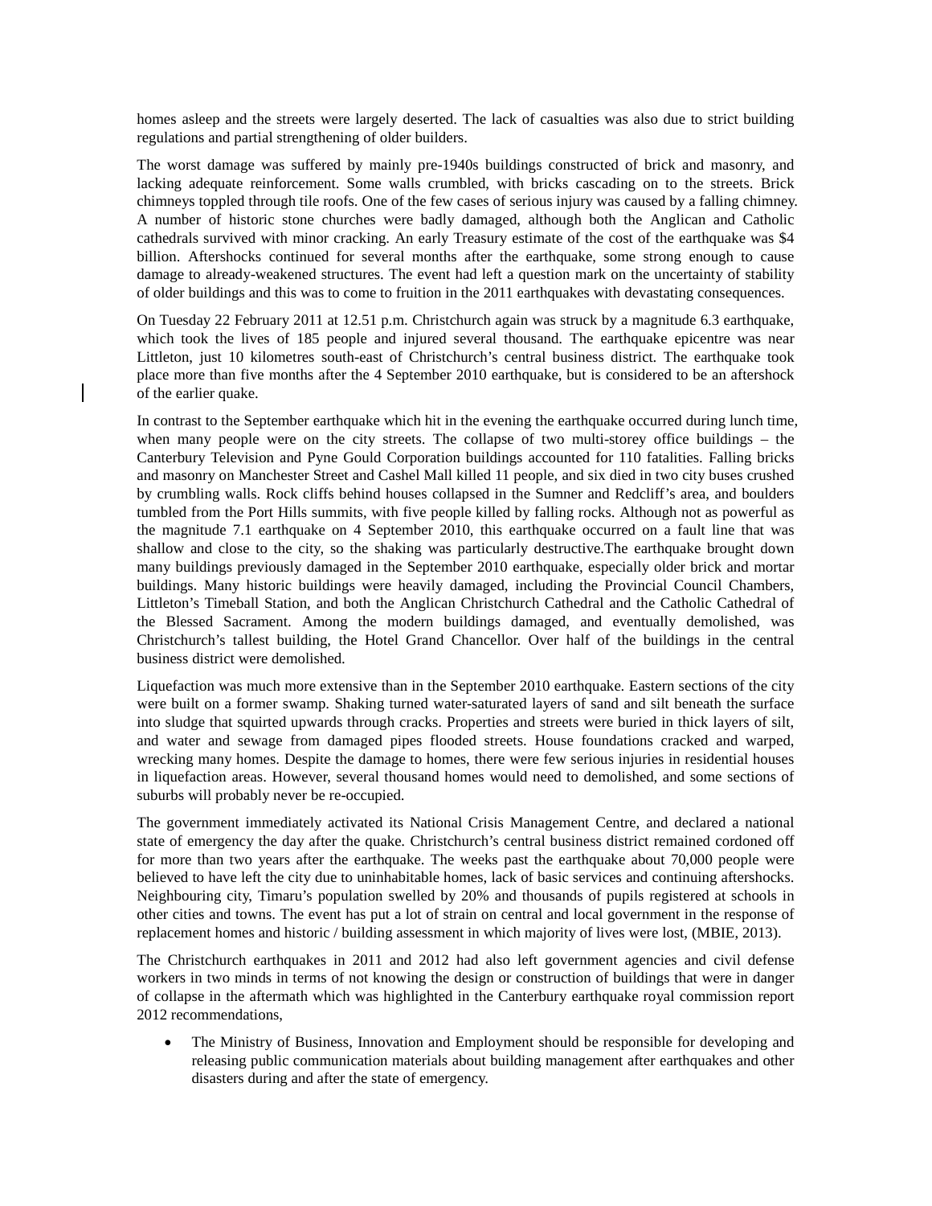homes asleep and the streets were largely deserted. The lack of casualties was also due to strict building regulations and partial strengthening of older builders.

The worst damage was suffered by mainly pre-1940s buildings constructed of brick and masonry, and lacking adequate reinforcement. Some walls crumbled, with bricks cascading on to the streets. Brick chimneys toppled through tile roofs. One of the few cases of serious injury was caused by a falling chimney. A number of historic stone churches were badly damaged, although both the Anglican and Catholic cathedrals survived with minor cracking. An early Treasury estimate of the cost of the earthquake was $4 billion. Aftershocks continued for several months after the earthquake, some strong enough to cause damage to already-weakened structures. The event had left a question mark on the uncertainty of stability of older buildings and this was to come to fruition in the 2011 earthquakes with devastating consequences.

On Tuesday 22 February 2011 at 12.51 p.m. Christchurch again was struck by a magnitude 6.3 earthquake, which took the lives of 185 people and injured several thousand. The earthquake epicentre was near Littleton, just 10 kilometres south-east of Christchurch's central business district. The earthquake took place more than five months after the 4 September 2010 earthquake, but is considered to be an aftershock of the earlier quake.

In contrast to the September earthquake which hit in the evening the earthquake occurred during lunch time, when many people were on the city streets. The collapse of two multi-storey office buildings – the Canterbury Television and Pyne Gould Corporation buildings accounted for 110 fatalities. Falling bricks and masonry on Manchester Street and Cashel Mall killed 11 people, and six died in two city buses crushed by crumbling walls. Rock cliffs behind houses collapsed in the Sumner and Redcliff's area, and boulders tumbled from the Port Hills summits, with five people killed by falling rocks. Although not as powerful as the magnitude 7.1 earthquake on 4 September 2010, this earthquake occurred on a fault line that was shallow and close to the city, so the shaking was particularly destructive.The earthquake brought down many buildings previously damaged in the September 2010 earthquake, especially older brick and mortar buildings. Many historic buildings were heavily damaged, including the Provincial Council Chambers, Littleton's Timeball Station, and both the Anglican Christchurch Cathedral and the Catholic Cathedral of the Blessed Sacrament. Among the modern buildings damaged, and eventually demolished, was Christchurch's tallest building, the Hotel Grand Chancellor. Over half of the buildings in the central business district were demolished.

Liquefaction was much more extensive than in the September 2010 earthquake. Eastern sections of the city were built on a former swamp. Shaking turned water-saturated layers of sand and silt beneath the surface into sludge that squirted upwards through cracks. Properties and streets were buried in thick layers of silt, and water and sewage from damaged pipes flooded streets. House foundations cracked and warped, wrecking many homes. Despite the damage to homes, there were few serious injuries in residential houses in liquefaction areas. However, several thousand homes would need to demolished, and some sections of suburbs will probably never be re-occupied.

The government immediately activated its National Crisis Management Centre, and declared a national state of emergency the day after the quake. Christchurch's central business district remained cordoned off for more than two years after the earthquake. The weeks past the earthquake about 70,000 people were believed to have left the city due to uninhabitable homes, lack of basic services and continuing aftershocks. Neighbouring city, Timaru's population swelled by 20% and thousands of pupils registered at schools in other cities and towns. The event has put a lot of strain on central and local government in the response of replacement homes and historic / building assessment in which majority of lives were lost, (MBIE, 2013).

The Christchurch earthquakes in 2011 and 2012 had also left government agencies and civil defense workers in two minds in terms of not knowing the design or construction of buildings that were in danger of collapse in the aftermath which was highlighted in the Canterbury earthquake royal commission report 2012 recommendations,

- The Ministry of Business, Innovation and Employment should be responsible for developing and releasing public communication materials about building management after earthquakes and other disasters during and after the state of emergency.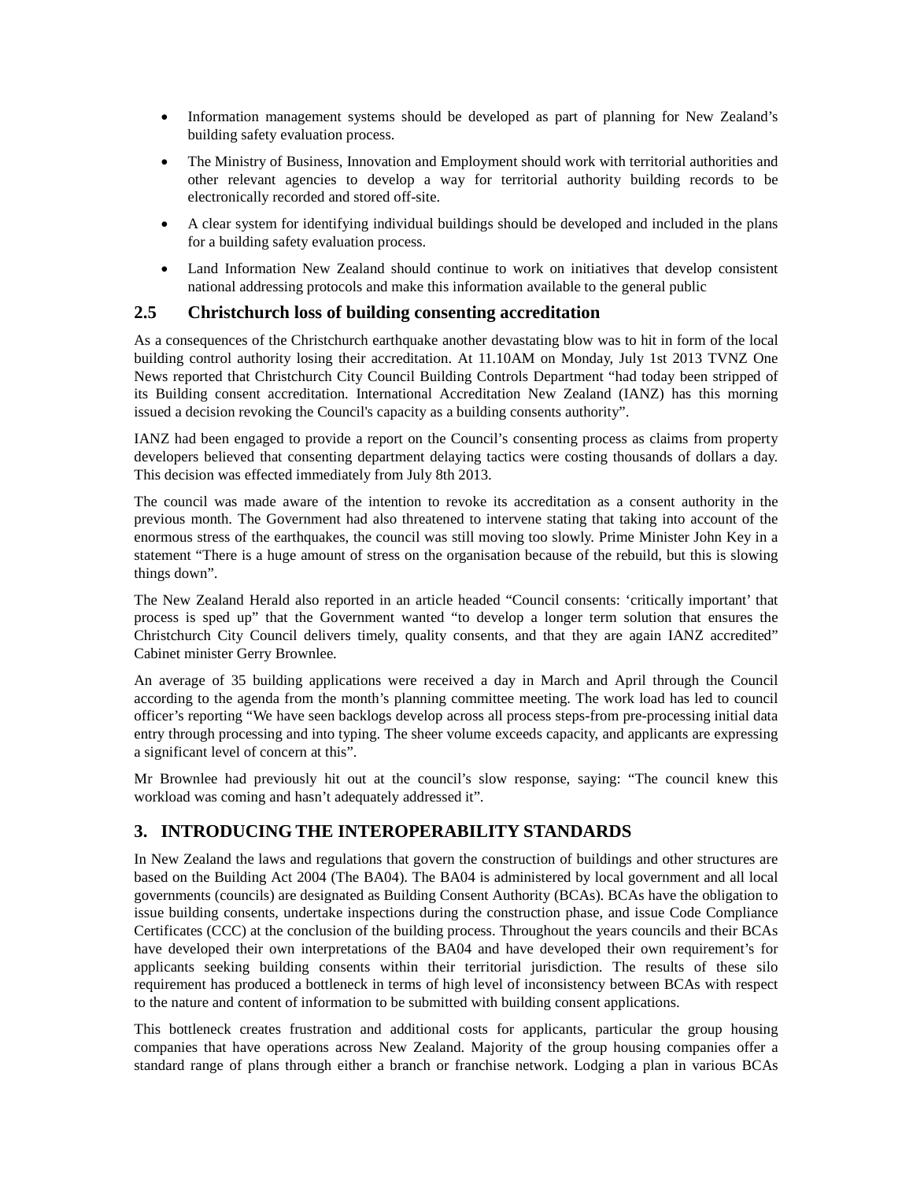- Information management systems should be developed as part of planning for New Zealand's building safety evaluation process.
- The Ministry of Business, Innovation and Employment should work with territorial authorities and other relevant agencies to develop a way for territorial authority building records to be electronically recorded and stored off-site.
- A clear system for identifying individual buildings should be developed and included in the plans for a building safety evaluation process.
- Land Information New Zealand should continue to work on initiatives that develop consistent national addressing protocols and make this information available to the general public

## 2.5 Christchurch loss of building consenting accreditation

As a consequences of the Christchurch earthquake another devastating blow was to hit in form of the local building control authority losing their accreditation. At 11.10AM on Monday, July 1st 2013 TVNZ One News reported that Christchurch City Council Building Controls Department "had today been stripped of its Building consent accreditation. International Accreditation New Zealand (IANZ) has this morning issued a decision revoking the Council's capacity as a building consents authority".

IANZ had been engaged to provide a report on the Council's consenting process as claims from property developers believed that consenting department delaying tactics were costing thousands of dollars a day. This decision was effected immediately from July 8th 2013.

The council was made aware of the intention to revoke its accreditation as a consent authority in the previous month. The Government had also threatened to intervene stating that taking into account of the enormous stress of the earthquakes, the council was still moving too slowly. Prime Minister John Key in a statement "There is a huge amount of stress on the organisation because of the rebuild, but this is slowing things down".

The New Zealand Herald also reported in an article headed "Council consents: 'critically important' that process is sped up" that the Government wanted "to develop a longer term solution that ensures the Christchurch City Council delivers timely, quality consents, and that they are again IANZ accredited" Cabinet minister Gerry Brownlee.

An average of 35 building applications were received a day in March and April through the Council according to the agenda from the month's planning committee meeting. The work load has led to council officer's reporting "We have seen backlogs develop across all process steps-from pre-processing initial data entry through processing and into typing. The sheer volume exceeds capacity, and applicants are expressing a significant level of concern at this".

Mr Brownlee had previously hit out at the council's slow response, saying: "The council knew this workload was coming and hasn't adequately addressed it".

# 3. INTRODUCING THE INTEROPERABILITY STANDARDS

In New Zealand the laws and regulations that govern the construction of buildings and other structures are based on the Building Act 2004 (The BA04). The BA04 is administered by local government and all local governments (councils) are designated as Building Consent Authority (BCAs). BCAs have the obligation to issue building consents, undertake inspections during the construction phase, and issue Code Compliance Certificates (CCC) at the conclusion of the building process. Throughout the years councils and their BCAs have developed their own interpretations of the BA04 and have developed their own requirement's for applicants seeking building consents within their territorial jurisdiction. The results of these silo requirement has produced a bottleneck in terms of high level of inconsistency between BCAs with respect to the nature and content of information to be submitted with building consent applications.

This bottleneck creates frustration and additional costs for applicants, particular the group housing companies that have operations across New Zealand. Majority of the group housing companies offer a standard range of plans through either a branch or franchise network. Lodging a plan in various BCAs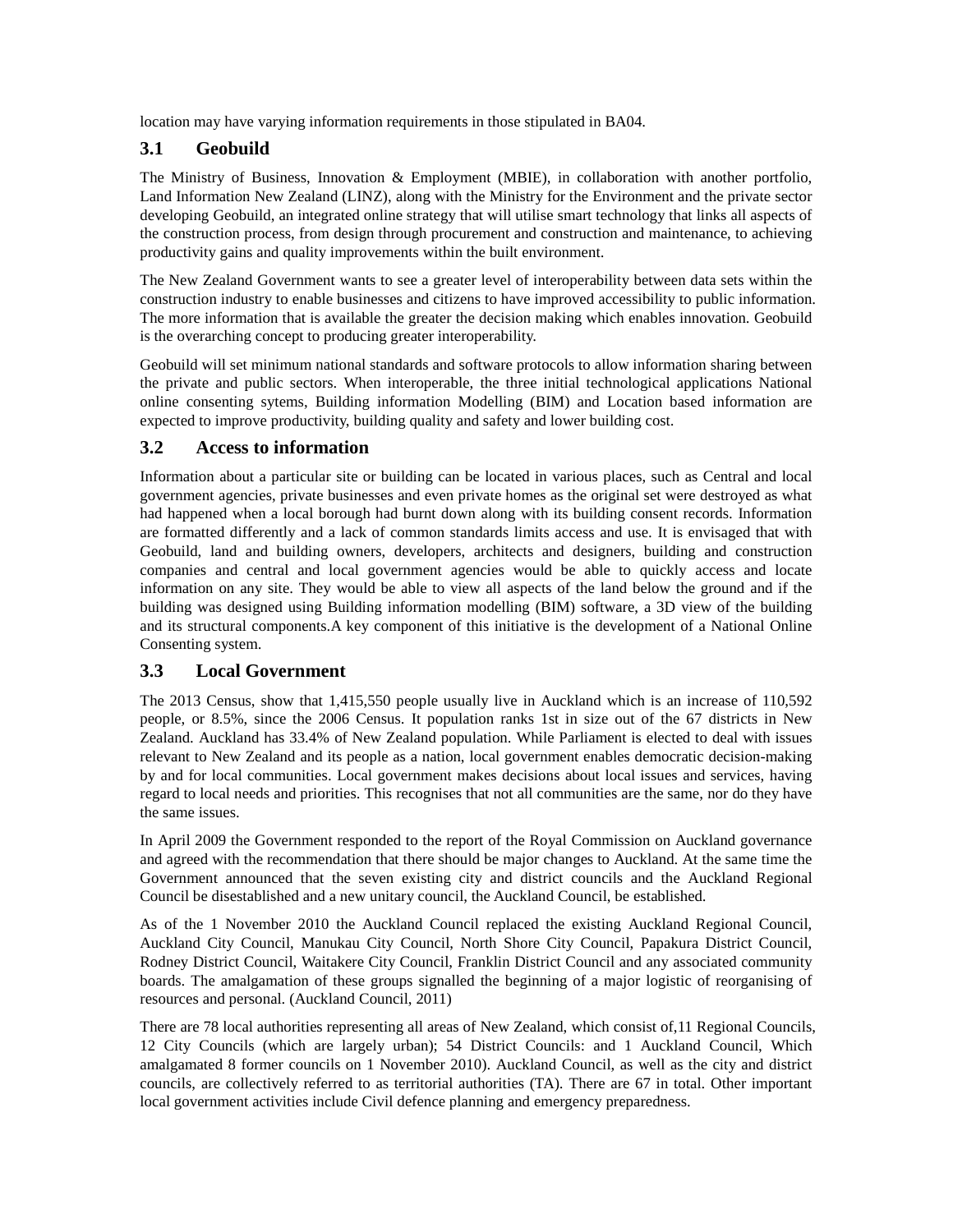location may have varying information requirements in those stipulated in BA04.

## 3.1 Geobuild

The Ministry of Business, Innovation & Employment (MBIE), in collaboration with another portfolio, Land Information New Zealand (LINZ), along with the Ministry for the Environment and the private sector developing Geobuild, an integrated online strategy that will utilise smart technology that links all aspects of the construction process, from design through procurement and construction and maintenance, to achieving productivity gains and quality improvements within the built environment.

The New Zealand Government wants to see a greater level of interoperability between data sets within the construction industry to enable businesses and citizens to have improved accessibility to public information. The more information that is available the greater the decision making which enables innovation. Geobuild is the overarching concept to producing greater interoperability.

Geobuild will set minimum national standards and software protocols to allow information sharing between the private and public sectors. When interoperable, the three initial technological applications National online consenting sytems, Building information Modelling (BIM) and Location based information are expected to improve productivity, building quality and safety and lower building cost.

## 3.2 Access to information

Information about a particular site or building can be located in various places, such as Central and local government agencies, private businesses and even private homes as the original set were destroyed as what had happened when a local borough had burnt down along with its building consent records. Information are formatted differently and a lack of common standards limits access and use. It is envisaged that with Geobuild, land and building owners, developers, architects and designers, building and construction companies and central and local government agencies would be able to quickly access and locate information on any site. They would be able to view all aspects of the land below the ground and if the building was designed using Building information modelling (BIM) software, a 3D view of the building and its structural components.A key component of this initiative is the development of a National Online Consenting system.

## 3.3 Local Government

The 2013 Census, show that 1,415,550 people usually live in Auckland which is an increase of 110,592 people, or 8.5%, since the 2006 Census. It population ranks 1st in size out of the 67 districts in New Zealand. Auckland has 33.4% of New Zealand population. While Parliament is elected to deal with issues relevant to New Zealand and its people as a nation, local government enables democratic decision-making by and for local communities. Local government makes decisions about local issues and services, having regard to local needs and priorities. This recognises that not all communities are the same, nor do they have the same issues.

In April 2009 the Government responded to the report of the Royal Commission on Auckland governance and agreed with the recommendation that there should be major changes to Auckland. At the same time the Government announced that the seven existing city and district councils and the Auckland Regional Council be disestablished and a new unitary council, the Auckland Council, be established.

As of the 1 November 2010 the Auckland Council replaced the existing Auckland Regional Council, Auckland City Council, Manukau City Council, North Shore City Council, Papakura District Council, Rodney District Council, Waitakere City Council, Franklin District Council and any associated community boards. The amalgamation of these groups signalled the beginning of a major logistic of reorganising of resources and personal. (Auckland Council, 2011)

There are 78 local authorities representing all areas of New Zealand, which consist of,11 Regional Councils, 12 City Councils (which are largely urban); 54 District Councils: and 1 Auckland Council, Which amalgamated 8 former councils on 1 November 2010). Auckland Council, as well as the city and district councils, are collectively referred to as territorial authorities (TA). There are 67 in total. Other important local government activities include Civil defence planning and emergency preparedness.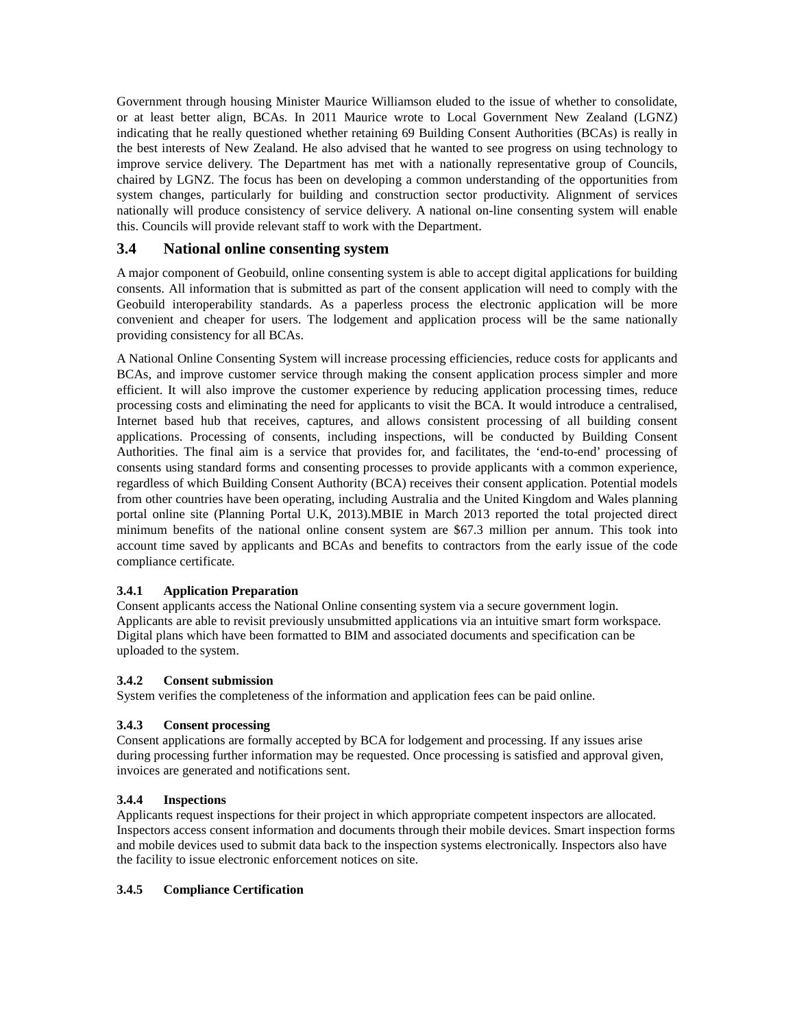Government through housing Minister Maurice Williamson eluded to the issue of whether to consolidate, or at least better align, BCAs. In 2011 Maurice wrote to Local Government New Zealand (LGNZ) indicating that he really questioned whether retaining 69 Building Consent Authorities (BCAs) is really in the best interests of New Zealand. He also advised that he wanted to see progress on using technology to improve service delivery. The Department has met with a nationally representative group of Councils, chaired by LGNZ. The focus has been on developing a common understanding of the opportunities from system changes, particularly for building and construction sector productivity. Alignment of services nationally will produce consistency of service delivery. A national on-line consenting system will enable this. Councils will provide relevant staff to work with the Department.

## 3.4 National online consenting system

A major component of Geobuild, online consenting system is able to accept digital applications for building consents. All information that is submitted as part of the consent application will need to comply with the Geobuild interoperability standards. As a paperless process the electronic application will be more convenient and cheaper for users. The lodgement and application process will be the same nationally providing consistency for all BCAs.

A National Online Consenting System will increase processing efficiencies, reduce costs for applicants and BCAs, and improve customer service through making the consent application process simpler and more efficient. It will also improve the customer experience by reducing application processing times, reduce processing costs and eliminating the need for applicants to visit the BCA. It would introduce a centralised, Internet based hub that receives, captures, and allows consistent processing of all building consent applications. Processing of consents, including inspections, will be conducted by Building Consent Authorities. The final aim is a service that provides for, and facilitates, the 'end-to-end' processing of consents using standard forms and consenting processes to provide applicants with a common experience, regardless of which Building Consent Authority (BCA) receives their consent application. Potential models from other countries have been operating, including Australia and the United Kingdom and Wales planning portal online site (Planning Portal U.K, 2013).MBIE in March 2013 reported the total projected direct minimum benefits of the national online consent system are $67.3 million per annum. This took into account time saved by applicants and BCAs and benefits to contractors from the early issue of the code compliance certificate.

### 3.4.1 Application Preparation

Consent applicants access the National Online consenting system via a secure government login. Applicants are able to revisit previously unsubmitted applications via an intuitive smart form workspace. Digital plans which have been formatted to BIM and associated documents and specification can be uploaded to the system.

### 3.4.2 Consent submission

System verifies the completeness of the information and application fees can be paid online.

### 3.4.3 Consent processing

Consent applications are formally accepted by BCA for lodgement and processing. If any issues arise during processing further information may be requested. Once processing is satisfied and approval given, invoices are generated and notifications sent.

### 3.4.4 Inspections

Applicants request inspections for their project in which appropriate competent inspectors are allocated. Inspectors access consent information and documents through their mobile devices. Smart inspection forms and mobile devices used to submit data back to the inspection systems electronically. Inspectors also have the facility to issue electronic enforcement notices on site.

### 3.4.5 Compliance Certification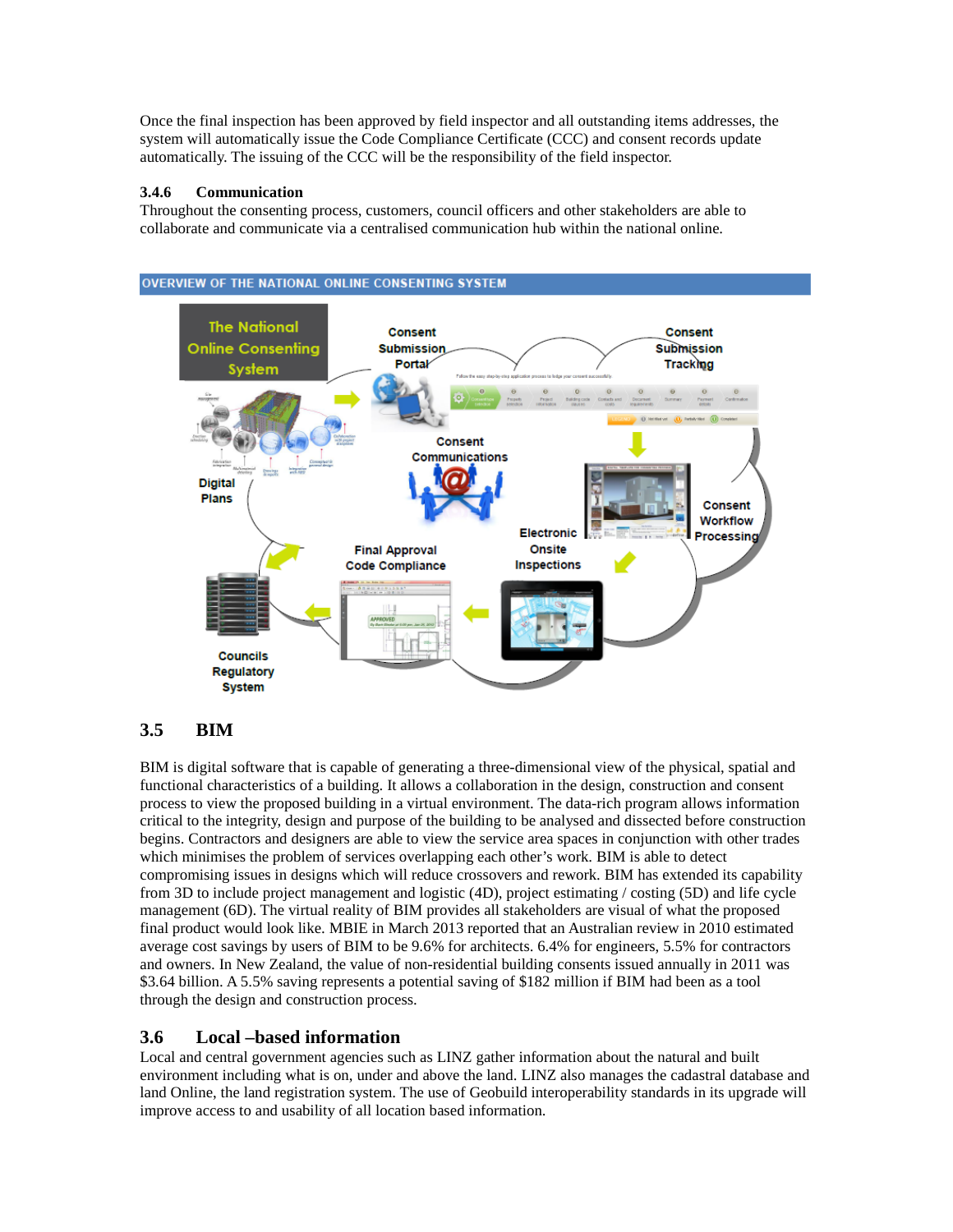Once the final inspection has been approved by field inspector and all outstanding items addresses, the system will automatically issue the Code Compliance Certificate (CCC) and consent records update automatically. The issuing of the CCC will be the responsibility of the field inspector.

### 3.4.6 Communication

Throughout the consenting process, customers, council officers and other stakeholders are able to collaborate and communicate via a centralised communication hub within the national online.

OVERVIEW OF THE NATIONAL ONLINE CONSENTING SYSTEM

The National Online Consenting System

Consent Submission Portal

Consent Submission Tracking

Digital Plans

Consent Communications

Consent Workflow Processing

Electronic Onsite Inspections

Final Approval Code Compliance

Councils Regulatory System

## 3.5 BIM

BIM is digital software that is capable of generating a three-dimensional view of the physical, spatial and functional characteristics of a building. It allows a collaboration in the design, construction and consent process to view the proposed building in a virtual environment. The data-rich program allows information critical to the integrity, design and purpose of the building to be analysed and dissected before construction begins. Contractors and designers are able to view the service area spaces in conjunction with other trades which minimises the problem of services overlapping each other's work. BIM is able to detect compromising issues in designs which will reduce crossovers and rework. BIM has extended its capability from 3D to include project management and logistic (4D), project estimating / costing (5D) and life cycle management (6D). The virtual reality of BIM provides all stakeholders are visual of what the proposed final product would look like. MBIE in March 2013 reported that an Australian review in 2010 estimated average cost savings by users of BIM to be 9.6% for architects. 6.4% for engineers, 5.5% for contractors and owners. In New Zealand, the value of non-residential building consents issued annually in 2011 was $3.64 billion. A 5.5% saving represents a potential saving of $182 million if BIM had been as a tool through the design and construction process.

## 3.6 Local –based information

Local and central government agencies such as LINZ gather information about the natural and built environment including what is on, under and above the land. LINZ also manages the cadastral database and land Online, the land registration system. The use of Geobuild interoperability standards in its upgrade will improve access to and usability of all location based information.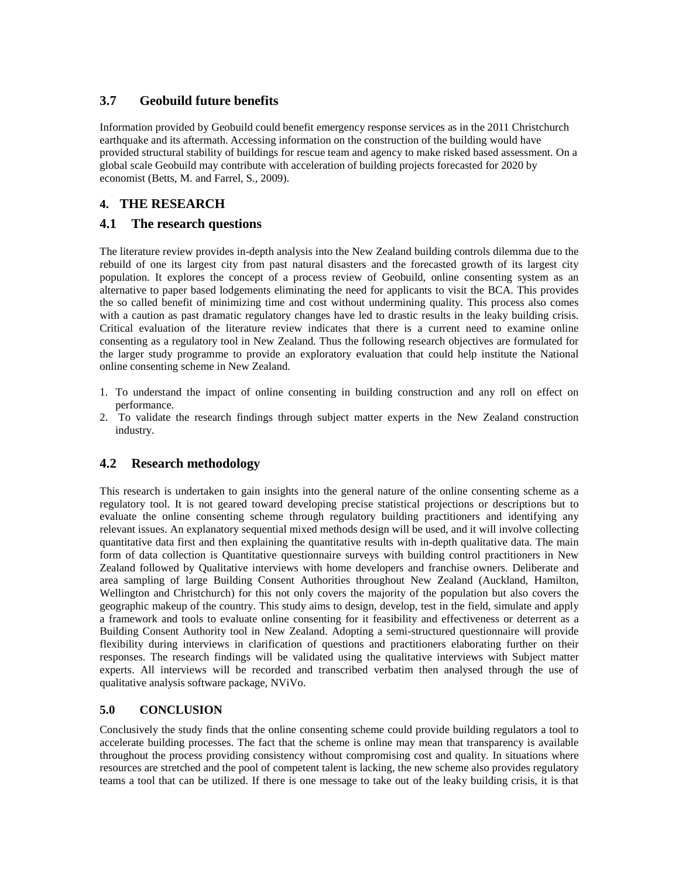## 3.7 Geobuild future benefits

Information provided by Geobuild could benefit emergency response services as in the 2011 Christchurch earthquake and its aftermath. Accessing information on the construction of the building would have provided structural stability of buildings for rescue team and agency to make risked based assessment. On a global scale Geobuild may contribute with acceleration of building projects forecasted for 2020 by economist (Betts, M. and Farrel, S., 2009).

## 4. THE RESEARCH

## 4.1 The research questions

The literature review provides in-depth analysis into the New Zealand building controls dilemma due to the rebuild of one its largest city from past natural disasters and the forecasted growth of its largest city population. It explores the concept of a process review of Geobuild, online consenting system as an alternative to paper based lodgements eliminating the need for applicants to visit the BCA. This provides the so called benefit of minimizing time and cost without undermining quality. This process also comes with a caution as past dramatic regulatory changes have led to drastic results in the leaky building crisis. Critical evaluation of the literature review indicates that there is a current need to examine online consenting as a regulatory tool in New Zealand. Thus the following research objectives are formulated for the larger study programme to provide an exploratory evaluation that could help institute the National online consenting scheme in New Zealand.

1. To understand the impact of online consenting in building construction and any roll on effect on performance.
2. To validate the research findings through subject matter experts in the New Zealand construction industry.

## 4.2 Research methodology

This research is undertaken to gain insights into the general nature of the online consenting scheme as a regulatory tool. It is not geared toward developing precise statistical projections or descriptions but to evaluate the online consenting scheme through regulatory building practitioners and identifying any relevant issues. An explanatory sequential mixed methods design will be used, and it will involve collecting quantitative data first and then explaining the quantitative results with in-depth qualitative data. The main form of data collection is Quantitative questionnaire surveys with building control practitioners in New Zealand followed by Qualitative interviews with home developers and franchise owners. Deliberate and area sampling of large Building Consent Authorities throughout New Zealand (Auckland, Hamilton, Wellington and Christchurch) for this not only covers the majority of the population but also covers the geographic makeup of the country. This study aims to design, develop, test in the field, simulate and apply a framework and tools to evaluate online consenting for it feasibility and effectiveness or deterrent as a Building Consent Authority tool in New Zealand. Adopting a semi-structured questionnaire will provide flexibility during interviews in clarification of questions and practitioners elaborating further on their responses. The research findings will be validated using the qualitative interviews with Subject matter experts. All interviews will be recorded and transcribed verbatim then analysed through the use of qualitative analysis software package, NViVo.

## 5.0 CONCLUSION

Conclusively the study finds that the online consenting scheme could provide building regulators a tool to accelerate building processes. The fact that the scheme is online may mean that transparency is available throughout the process providing consistency without compromising cost and quality. In situations where resources are stretched and the pool of competent talent is lacking, the new scheme also provides regulatory teams a tool that can be utilized. If there is one message to take out of the leaky building crisis, it is that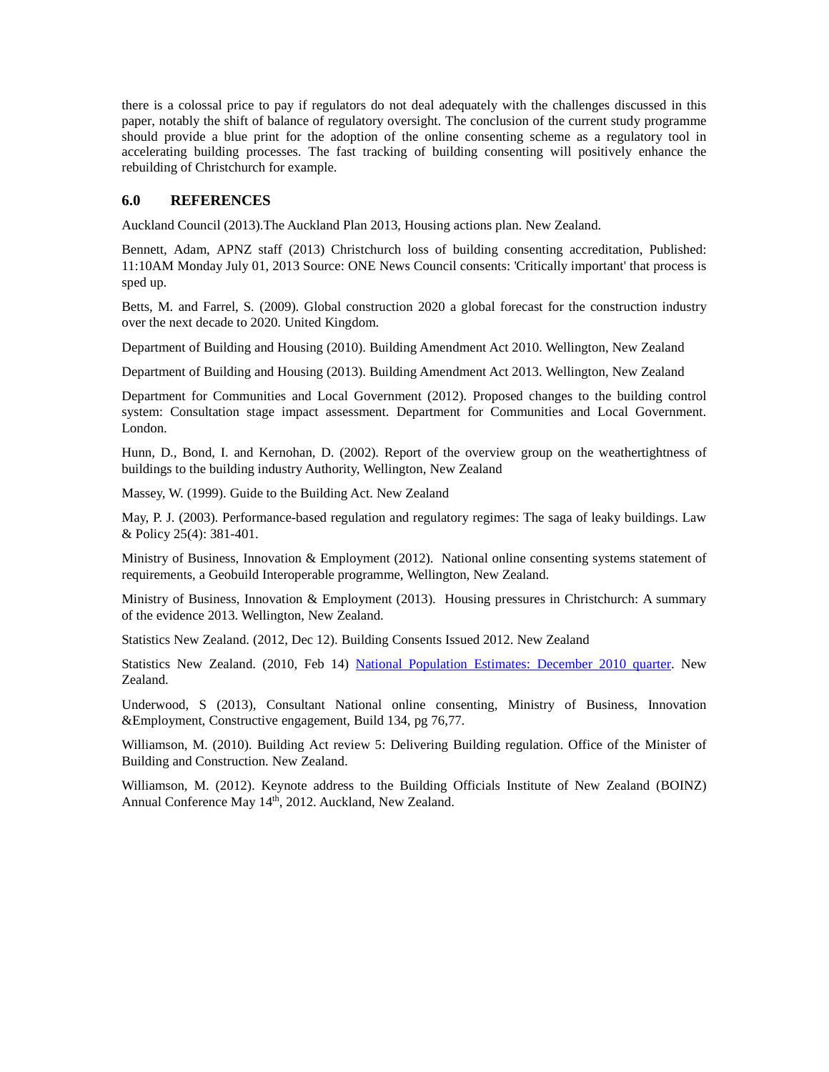there is a colossal price to pay if regulators do not deal adequately with the challenges discussed in this paper, notably the shift of balance of regulatory oversight. The conclusion of the current study programme should provide a blue print for the adoption of the online consenting scheme as a regulatory tool in accelerating building processes. The fast tracking of building consenting will positively enhance the rebuilding of Christchurch for example.

## 6.0 REFERENCES

Auckland Council (2013).The Auckland Plan 2013, Housing actions plan. New Zealand.

Bennett, Adam, APNZ staff (2013) Christchurch loss of building consenting accreditation, Published: 11:10AM Monday July 01, 2013 Source: ONE News Council consents: 'Critically important' that process is sped up.

Betts, M. and Farrel, S. (2009). Global construction 2020 a global forecast for the construction industry over the next decade to 2020. United Kingdom.

Department of Building and Housing (2010). Building Amendment Act 2010. Wellington, New Zealand

Department of Building and Housing (2013). Building Amendment Act 2013. Wellington, New Zealand

Department for Communities and Local Government (2012). Proposed changes to the building control system: Consultation stage impact assessment. Department for Communities and Local Government. London.

Hunn, D., Bond, I. and Kernohan, D. (2002). Report of the overview group on the weathertightness of buildings to the building industry Authority, Wellington, New Zealand

Massey, W. (1999). Guide to the Building Act. New Zealand

May, P. J. (2003). Performance-based regulation and regulatory regimes: The saga of leaky buildings. Law & Policy 25(4): 381-401.

Ministry of Business, Innovation & Employment (2012). National online consenting systems statement of requirements, a Geobuild Interoperable programme, Wellington, New Zealand.

Ministry of Business, Innovation & Employment (2013). Housing pressures in Christchurch: A summary of the evidence 2013. Wellington, New Zealand.

Statistics New Zealand. (2012, Dec 12). Building Consents Issued 2012. New Zealand

Statistics New Zealand. (2010, Feb 14) National Population Estimates: December 2010 quarter. New Zealand.

Underwood, S (2013), Consultant National online consenting, Ministry of Business, Innovation &Employment, Constructive engagement, Build 134, pg 76,77.

Williamson, M. (2010). Building Act review 5: Delivering Building regulation. Office of the Minister of Building and Construction. New Zealand.

Williamson, M. (2012). Keynote address to the Building Officials Institute of New Zealand (BOINZ) Annual Conference May 14th, 2012. Auckland, New Zealand.